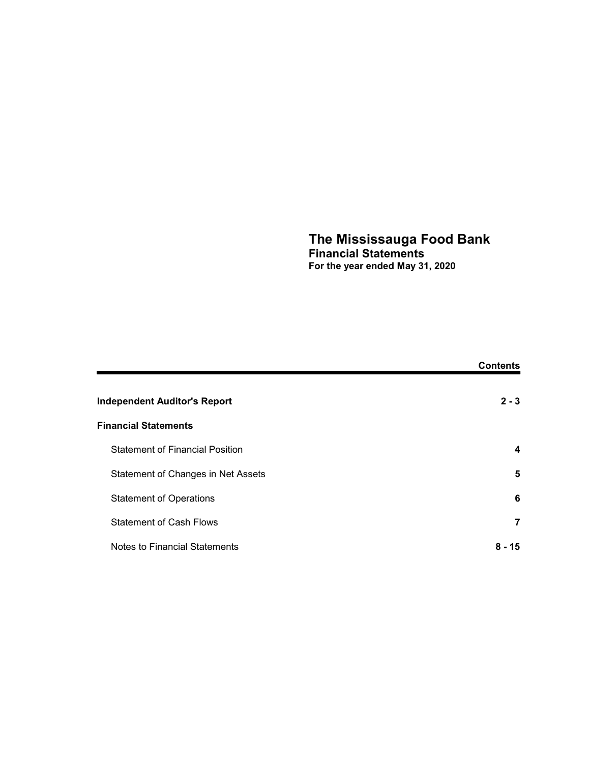# The Mississauga Food Bank

## Financial Statements

**For the year ended May 31, 2020**

| | **Contents** |
|---|---|
| **Independent Auditor's Report** | **2 - 3** |
| **Financial Statements** | |
| Statement of Financial Position | **4** |
| Statement of Changes in Net Assets | **5** |
| Statement of Operations | **6** |
| Statement of Cash Flows | **7** |
| Notes to Financial Statements | **8 - 15** |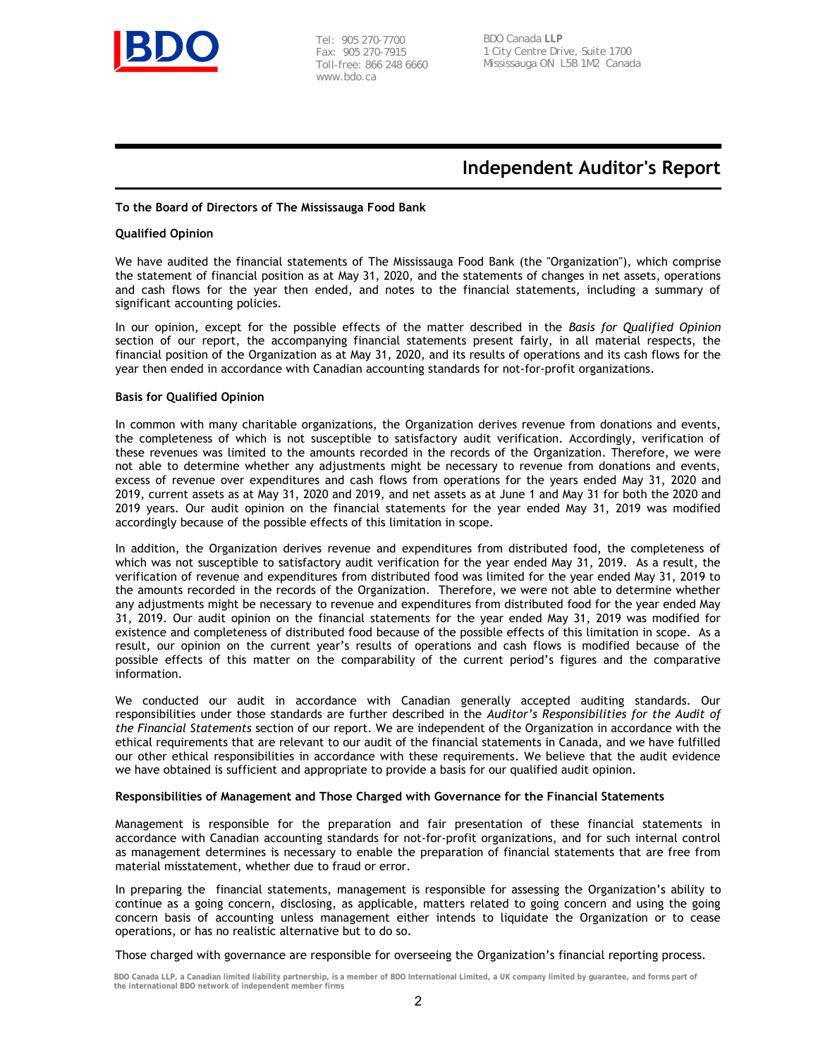Tel: 905 270-7700
Fax: 905 270-7915
Toll-free: 866 248 6660
www.bdo.ca

BDO Canada **LLP**
1 City Centre Drive, Suite 1700
Mississauga ON L5B 1M2 Canada

# Independent Auditor's Report

**To the Board of Directors of The Mississauga Food Bank**

**Qualified Opinion**

We have audited the financial statements of The Mississauga Food Bank (the "Organization"), which comprise the statement of financial position as at May 31, 2020, and the statements of changes in net assets, operations and cash flows for the year then ended, and notes to the financial statements, including a summary of significant accounting policies.

In our opinion, except for the possible effects of the matter described in the *Basis for Qualified Opinion* section of our report, the accompanying financial statements present fairly, in all material respects, the financial position of the Organization as at May 31, 2020, and its results of operations and its cash flows for the year then ended in accordance with Canadian accounting standards for not-for-profit organizations.

**Basis for Qualified Opinion**

In common with many charitable organizations, the Organization derives revenue from donations and events, the completeness of which is not susceptible to satisfactory audit verification. Accordingly, verification of these revenues was limited to the amounts recorded in the records of the Organization. Therefore, we were not able to determine whether any adjustments might be necessary to revenue from donations and events, excess of revenue over expenditures and cash flows from operations for the years ended May 31, 2020 and 2019, current assets as at May 31, 2020 and 2019, and net assets as at June 1 and May 31 for both the 2020 and 2019 years. Our audit opinion on the financial statements for the year ended May 31, 2019 was modified accordingly because of the possible effects of this limitation in scope.

In addition, the Organization derives revenue and expenditures from distributed food, the completeness of which was not susceptible to satisfactory audit verification for the year ended May 31, 2019. As a result, the verification of revenue and expenditures from distributed food was limited for the year ended May 31, 2019 to the amounts recorded in the records of the Organization. Therefore, we were not able to determine whether any adjustments might be necessary to revenue and expenditures from distributed food for the year ended May 31, 2019. Our audit opinion on the financial statements for the year ended May 31, 2019 was modified for existence and completeness of distributed food because of the possible effects of this limitation in scope. As a result, our opinion on the current year's results of operations and cash flows is modified because of the possible effects of this matter on the comparability of the current period's figures and the comparative information.

We conducted our audit in accordance with Canadian generally accepted auditing standards. Our responsibilities under those standards are further described in the *Auditor's Responsibilities for the Audit of the Financial Statements* section of our report. We are independent of the Organization in accordance with the ethical requirements that are relevant to our audit of the financial statements in Canada, and we have fulfilled our other ethical responsibilities in accordance with these requirements. We believe that the audit evidence we have obtained is sufficient and appropriate to provide a basis for our qualified audit opinion.

**Responsibilities of Management and Those Charged with Governance for the Financial Statements**

Management is responsible for the preparation and fair presentation of these financial statements in accordance with Canadian accounting standards for not-for-profit organizations, and for such internal control as management determines is necessary to enable the preparation of financial statements that are free from material misstatement, whether due to fraud or error.

In preparing the financial statements, management is responsible for assessing the Organization's ability to continue as a going concern, disclosing, as applicable, matters related to going concern and using the going concern basis of accounting unless management either intends to liquidate the Organization or to cease operations, or has no realistic alternative but to do so.

Those charged with governance are responsible for overseeing the Organization's financial reporting process.

BDO Canada LLP, a Canadian limited liability partnership, is a member of BDO International Limited, a UK company limited by guarantee, and forms part of the international BDO network of independent member firms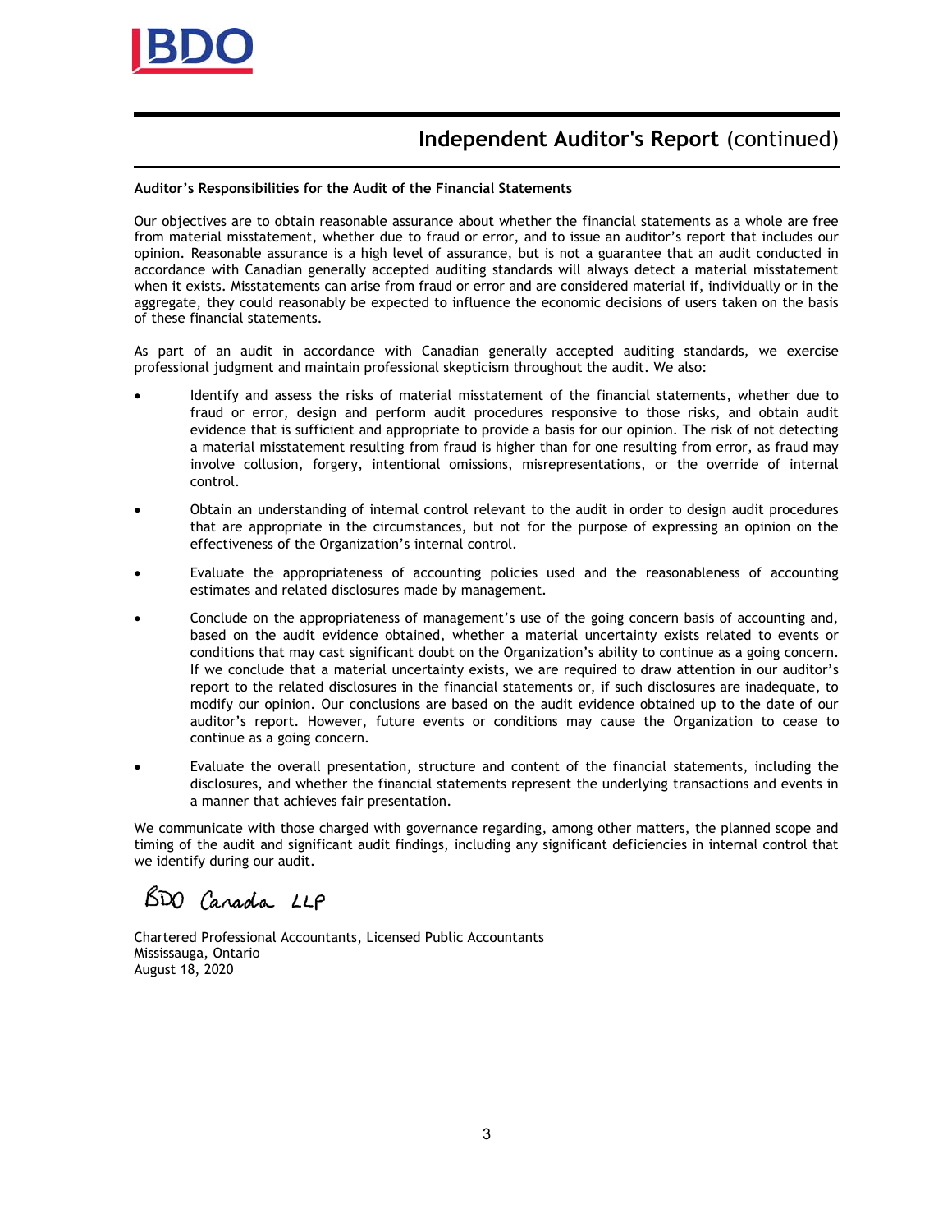## Independent Auditor's Report (continued)

**Auditor's Responsibilities for the Audit of the Financial Statements**

Our objectives are to obtain reasonable assurance about whether the financial statements as a whole are free from material misstatement, whether due to fraud or error, and to issue an auditor's report that includes our opinion. Reasonable assurance is a high level of assurance, but is not a guarantee that an audit conducted in accordance with Canadian generally accepted auditing standards will always detect a material misstatement when it exists. Misstatements can arise from fraud or error and are considered material if, individually or in the aggregate, they could reasonably be expected to influence the economic decisions of users taken on the basis of these financial statements.

As part of an audit in accordance with Canadian generally accepted auditing standards, we exercise professional judgment and maintain professional skepticism throughout the audit. We also:

- Identify and assess the risks of material misstatement of the financial statements, whether due to fraud or error, design and perform audit procedures responsive to those risks, and obtain audit evidence that is sufficient and appropriate to provide a basis for our opinion. The risk of not detecting a material misstatement resulting from fraud is higher than for one resulting from error, as fraud may involve collusion, forgery, intentional omissions, misrepresentations, or the override of internal control.
- Obtain an understanding of internal control relevant to the audit in order to design audit procedures that are appropriate in the circumstances, but not for the purpose of expressing an opinion on the effectiveness of the Organization's internal control.
- Evaluate the appropriateness of accounting policies used and the reasonableness of accounting estimates and related disclosures made by management.
- Conclude on the appropriateness of management's use of the going concern basis of accounting and, based on the audit evidence obtained, whether a material uncertainty exists related to events or conditions that may cast significant doubt on the Organization's ability to continue as a going concern. If we conclude that a material uncertainty exists, we are required to draw attention in our auditor's report to the related disclosures in the financial statements or, if such disclosures are inadequate, to modify our opinion. Our conclusions are based on the audit evidence obtained up to the date of our auditor's report. However, future events or conditions may cause the Organization to cease to continue as a going concern.
- Evaluate the overall presentation, structure and content of the financial statements, including the disclosures, and whether the financial statements represent the underlying transactions and events in a manner that achieves fair presentation.

We communicate with those charged with governance regarding, among other matters, the planned scope and timing of the audit and significant audit findings, including any significant deficiencies in internal control that we identify during our audit.

BDO Canada LLP

Chartered Professional Accountants, Licensed Public Accountants
Mississauga, Ontario
August 18, 2020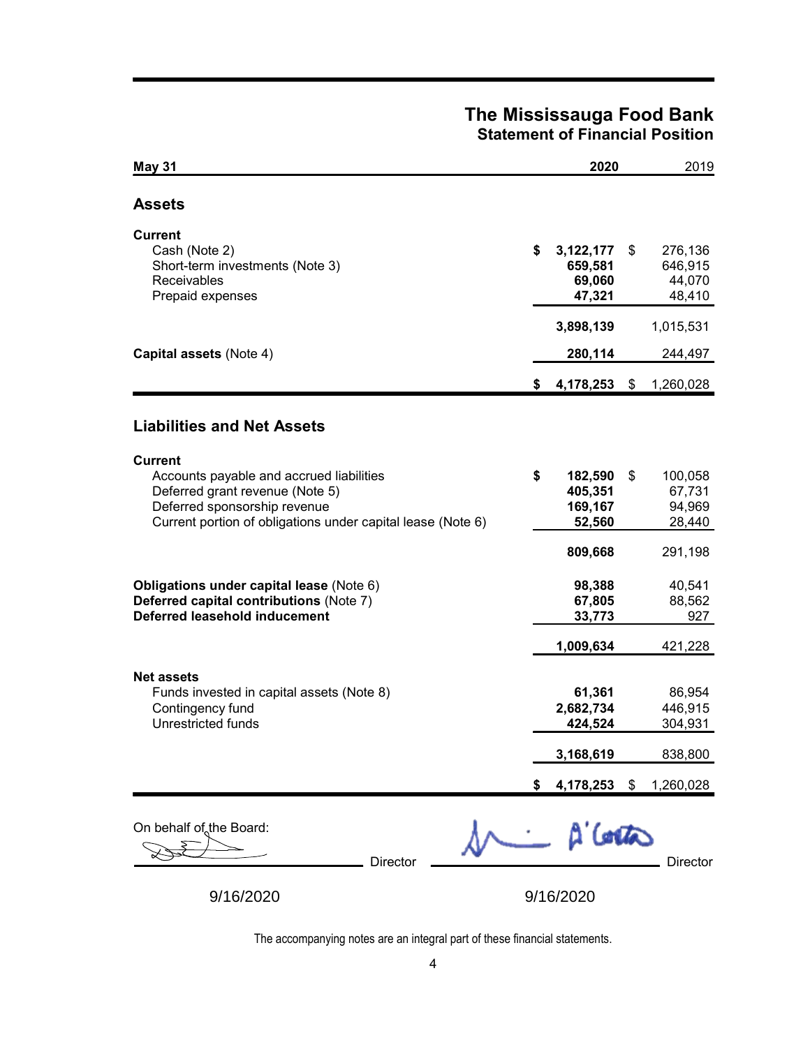# The Mississauga Food Bank
## Statement of Financial Position

| May 31 | 2020 | 2019 |
|---|---|---|
| **Assets** | | |
| **Current** | | |
| Cash (Note 2) | **$ 3,122,177** | $ 276,136 |
| Short-term investments (Note 3) | **659,581** | 646,915 |
| Receivables | **69,060** | 44,070 |
| Prepaid expenses | **47,321** | 48,410 |
| | **3,898,139** | 1,015,531 |
| **Capital assets** (Note 4) | **280,114** | 244,497 |
| | **$ 4,178,253** | $ 1,260,028 |
| **Liabilities and Net Assets** | | |
| **Current** | | |
| Accounts payable and accrued liabilities | **$ 182,590** | $ 100,058 |
| Deferred grant revenue (Note 5) | **405,351** | 67,731 |
| Deferred sponsorship revenue | **169,167** | 94,969 |
| Current portion of obligations under capital lease (Note 6) | **52,560** | 28,440 |
| | **809,668** | 291,198 |
| **Obligations under capital lease** (Note 6) | **98,388** | 40,541 |
| **Deferred capital contributions** (Note 7) | **67,805** | 88,562 |
| **Deferred leasehold inducement** | **33,773** | 927 |
| | **1,009,634** | 421,228 |
| **Net assets** | | |
| Funds invested in capital assets (Note 8) | **61,361** | 86,954 |
| Contingency fund | **2,682,734** | 446,915 |
| Unrestricted funds | **424,524** | 304,931 |
| | **3,168,619** | 838,800 |
| | **$ 4,178,253** | $ 1,260,028 |

On behalf of the Board:

_______________ Director   _______________ Director

9/16/2020   9/16/2020

The accompanying notes are an integral part of these financial statements.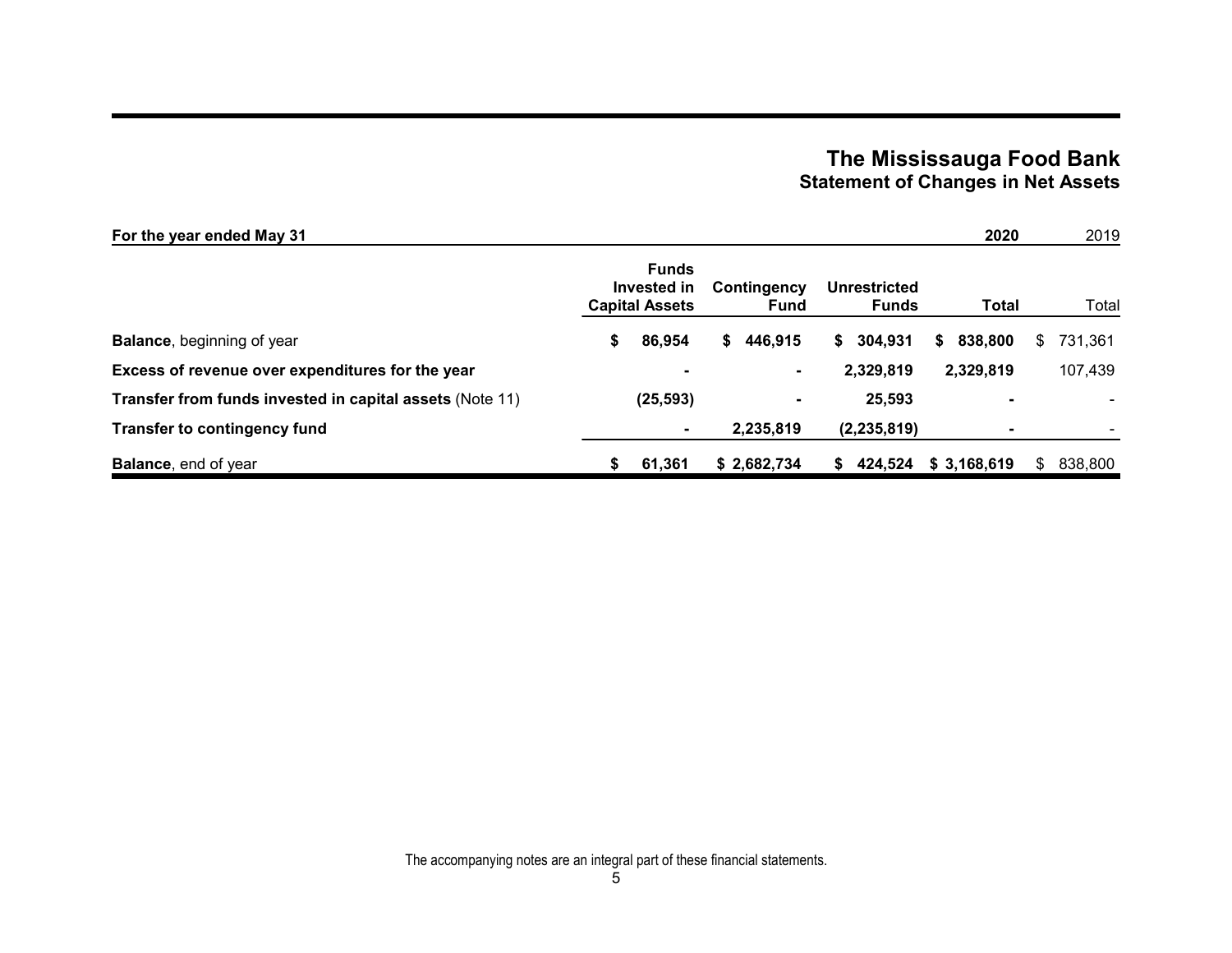# The Mississauga Food Bank
## Statement of Changes in Net Assets

| For the year ended May 31 | | | | 2020 | 2019 |
|---|---|---|---|---|---|
| | **Funds Invested in Capital Assets** | **Contingency Fund** | **Unrestricted Funds** | **Total** | Total |
| **Balance**, beginning of year | **$ 86,954** | **$ 446,915** | **$ 304,931** | **$ 838,800** | $ 731,361 |
| **Excess of revenue over expenditures for the year** | **-** | **-** | **2,329,819** | **2,329,819** | 107,439 |
| **Transfer from funds invested in capital assets** (Note 11) | **(25,593)** | **-** | **25,593** | **-** | - |
| **Transfer to contingency fund** | **-** | **2,235,819** | **(2,235,819)** | **-** | - |
| **Balance**, end of year | **$ 61,361** | **$ 2,682,734** | **$ 424,524** | **$ 3,168,619** | $ 838,800 |

The accompanying notes are an integral part of these financial statements.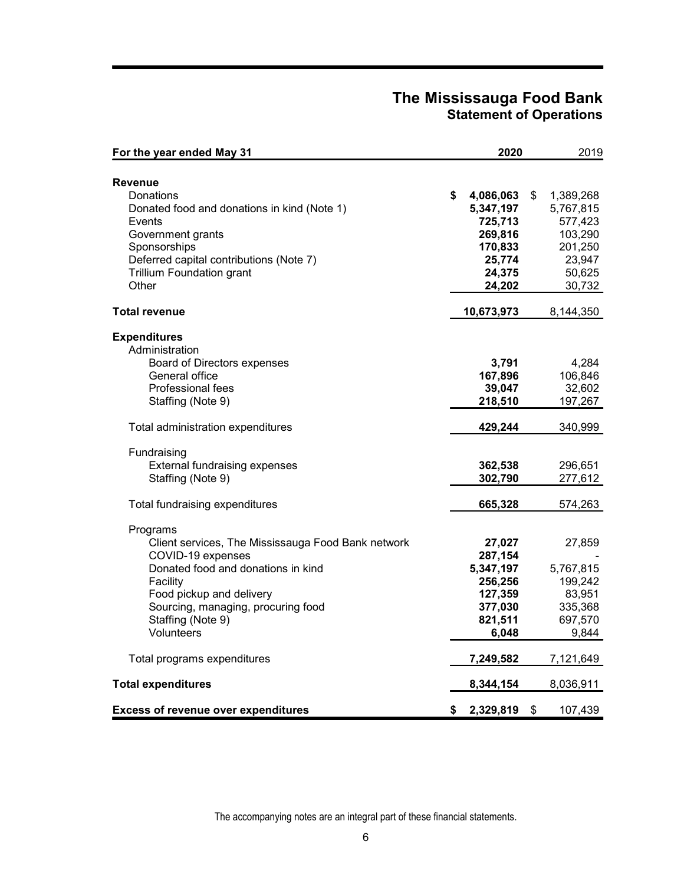# The Mississauga Food Bank

## Statement of Operations

| For the year ended May 31 | 2020 | 2019 |
|---|---|---|
| **Revenue** | | |
| Donations | **$ 4,086,063** | $ 1,389,268 |
| Donated food and donations in kind (Note 1) | **5,347,197** | 5,767,815 |
| Events | **725,713** | 577,423 |
| Government grants | **269,816** | 103,290 |
| Sponsorships | **170,833** | 201,250 |
| Deferred capital contributions (Note 7) | **25,774** | 23,947 |
| Trillium Foundation grant | **24,375** | 50,625 |
| Other | **24,202** | 30,732 |
| **Total revenue** | **10,673,973** | 8,144,350 |
| **Expenditures** | | |
| Administration | | |
| Board of Directors expenses | **3,791** | 4,284 |
| General office | **167,896** | 106,846 |
| Professional fees | **39,047** | 32,602 |
| Staffing (Note 9) | **218,510** | 197,267 |
| Total administration expenditures | **429,244** | 340,999 |
| Fundraising | | |
| External fundraising expenses | **362,538** | 296,651 |
| Staffing (Note 9) | **302,790** | 277,612 |
| Total fundraising expenditures | **665,328** | 574,263 |
| Programs | | |
| Client services, The Mississauga Food Bank network | **27,027** | 27,859 |
| COVID-19 expenses | **287,154** | - |
| Donated food and donations in kind | **5,347,197** | 5,767,815 |
| Facility | **256,256** | 199,242 |
| Food pickup and delivery | **127,359** | 83,951 |
| Sourcing, managing, procuring food | **377,030** | 335,368 |
| Staffing (Note 9) | **821,511** | 697,570 |
| Volunteers | **6,048** | 9,844 |
| Total programs expenditures | **7,249,582** | 7,121,649 |
| **Total expenditures** | **8,344,154** | 8,036,911 |
| **Excess of revenue over expenditures** | **$ 2,329,819** | $ 107,439 |

The accompanying notes are an integral part of these financial statements.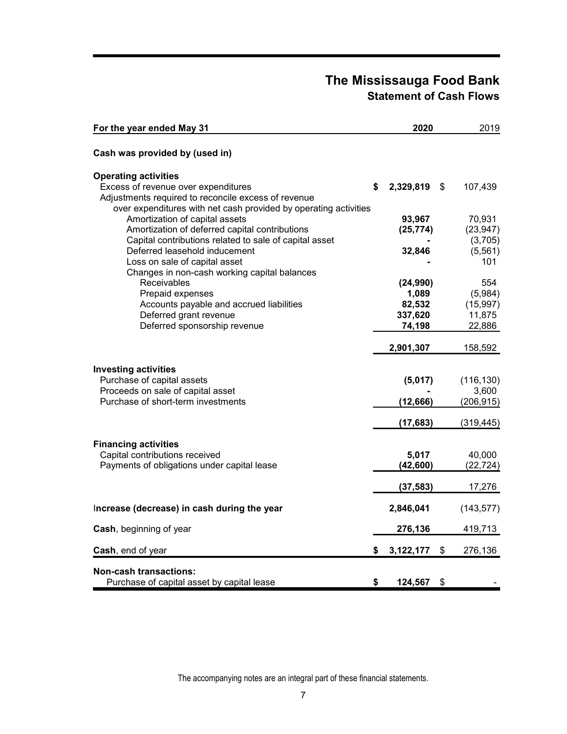# The Mississauga Food Bank

## Statement of Cash Flows

| For the year ended May 31 | 2020 | 2019 |
|---|---|---|
| **Cash was provided by (used in)** | | |
| **Operating activities** | | |
| Excess of revenue over expenditures | $ 2,329,819 | $ 107,439 |
| Adjustments required to reconcile excess of revenue over expenditures with net cash provided by operating activities | | |
| Amortization of capital assets | 93,967 | 70,931 |
| Amortization of deferred capital contributions | (25,774) | (23,947) |
| Capital contributions related to sale of capital asset | - | (3,705) |
| Deferred leasehold inducement | 32,846 | (5,561) |
| Loss on sale of capital asset | - | 101 |
| Changes in non-cash working capital balances | | |
| Receivables | (24,990) | 554 |
| Prepaid expenses | 1,089 | (5,984) |
| Accounts payable and accrued liabilities | 82,532 | (15,997) |
| Deferred grant revenue | 337,620 | 11,875 |
| Deferred sponsorship revenue | 74,198 | 22,886 |
| | 2,901,307 | 158,592 |
| **Investing activities** | | |
| Purchase of capital assets | (5,017) | (116,130) |
| Proceeds on sale of capital asset | - | 3,600 |
| Purchase of short-term investments | (12,666) | (206,915) |
| | (17,683) | (319,445) |
| **Financing activities** | | |
| Capital contributions received | 5,017 | 40,000 |
| Payments of obligations under capital lease | (42,600) | (22,724) |
| | (37,583) | 17,276 |
| **Increase (decrease) in cash during the year** | 2,846,041 | (143,577) |
| **Cash**, beginning of year | 276,136 | 419,713 |
| **Cash**, end of year | $ 3,122,177 | $ 276,136 |
| **Non-cash transactions:** | | |
| Purchase of capital asset by capital lease | $ 124,567 | $ - |

The accompanying notes are an integral part of these financial statements.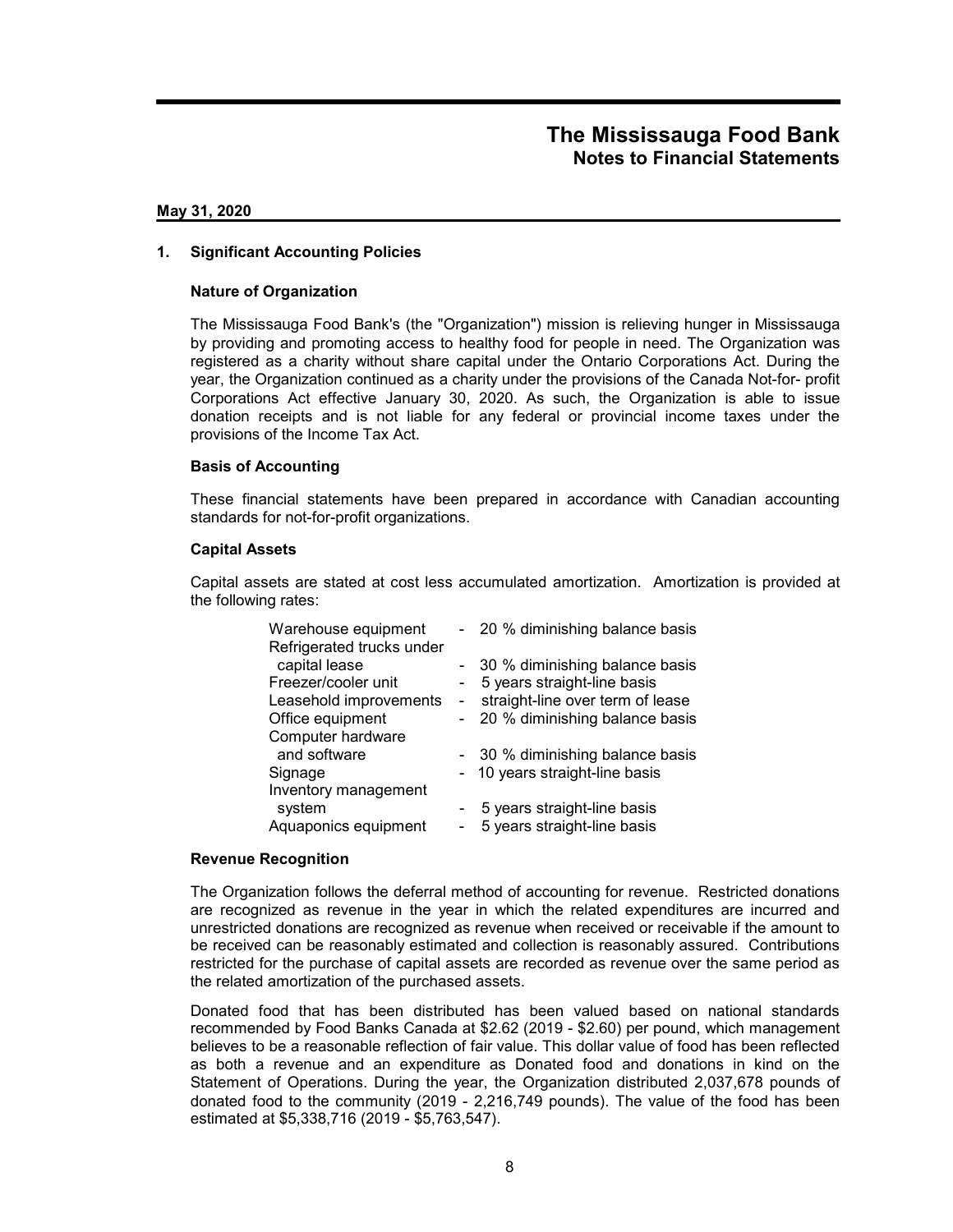# The Mississauga Food Bank
## Notes to Financial Statements

**May 31, 2020**

### 1. Significant Accounting Policies

**Nature of Organization**

The Mississauga Food Bank's (the "Organization") mission is relieving hunger in Mississauga by providing and promoting access to healthy food for people in need. The Organization was registered as a charity without share capital under the Ontario Corporations Act. During the year, the Organization continued as a charity under the provisions of the Canada Not-for- profit Corporations Act effective January 30, 2020. As such, the Organization is able to issue donation receipts and is not liable for any federal or provincial income taxes under the provisions of the Income Tax Act.

**Basis of Accounting**

These financial statements have been prepared in accordance with Canadian accounting standards for not-for-profit organizations.

**Capital Assets**

Capital assets are stated at cost less accumulated amortization. Amortization is provided at the following rates:

| | | |
|---|---|---|
| Warehouse equipment | - | 20 % diminishing balance basis |
| Refrigerated trucks under capital lease | - | 30 % diminishing balance basis |
| Freezer/cooler unit | - | 5 years straight-line basis |
| Leasehold improvements | - | straight-line over term of lease |
| Office equipment | - | 20 % diminishing balance basis |
| Computer hardware and software | - | 30 % diminishing balance basis |
| Signage | - | 10 years straight-line basis |
| Inventory management system | - | 5 years straight-line basis |
| Aquaponics equipment | - | 5 years straight-line basis |

**Revenue Recognition**

The Organization follows the deferral method of accounting for revenue. Restricted donations are recognized as revenue in the year in which the related expenditures are incurred and unrestricted donations are recognized as revenue when received or receivable if the amount to be received can be reasonably estimated and collection is reasonably assured. Contributions restricted for the purchase of capital assets are recorded as revenue over the same period as the related amortization of the purchased assets.

Donated food that has been distributed has been valued based on national standards recommended by Food Banks Canada at $2.62 (2019 - $2.60) per pound, which management believes to be a reasonable reflection of fair value. This dollar value of food has been reflected as both a revenue and an expenditure as Donated food and donations in kind on the Statement of Operations. During the year, the Organization distributed 2,037,678 pounds of donated food to the community (2019 - 2,216,749 pounds). The value of the food has been estimated at $5,338,716 (2019 - $5,763,547).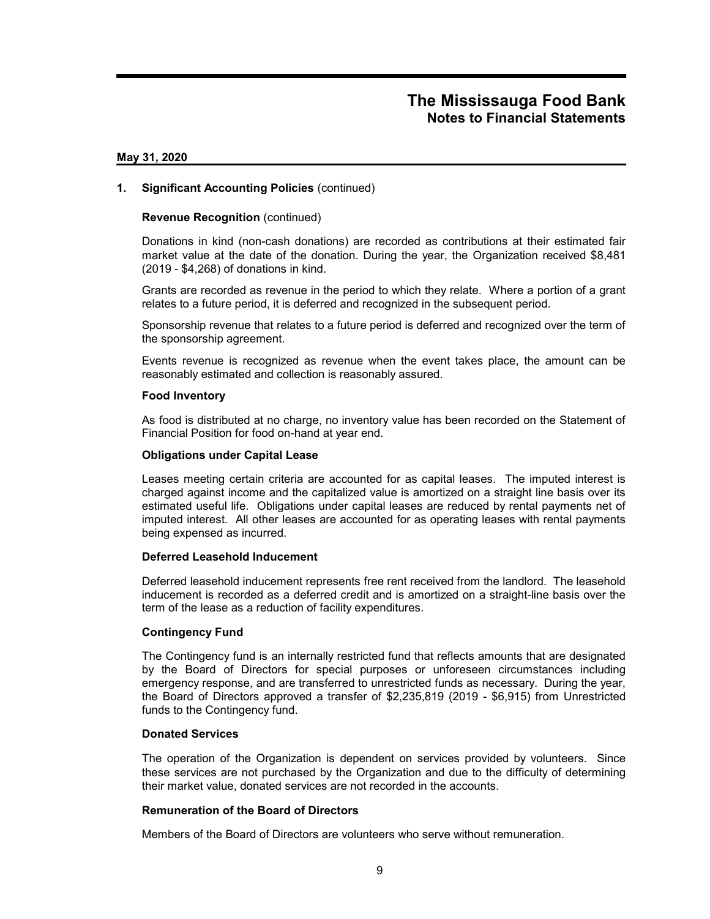# The Mississauga Food Bank
## Notes to Financial Statements

**May 31, 2020**

### 1. Significant Accounting Policies (continued)

**Revenue Recognition** (continued)

Donations in kind (non-cash donations) are recorded as contributions at their estimated fair market value at the date of the donation. During the year, the Organization received $8,481 (2019 - $4,268) of donations in kind.

Grants are recorded as revenue in the period to which they relate. Where a portion of a grant relates to a future period, it is deferred and recognized in the subsequent period.

Sponsorship revenue that relates to a future period is deferred and recognized over the term of the sponsorship agreement.

Events revenue is recognized as revenue when the event takes place, the amount can be reasonably estimated and collection is reasonably assured.

**Food Inventory**

As food is distributed at no charge, no inventory value has been recorded on the Statement of Financial Position for food on-hand at year end.

**Obligations under Capital Lease**

Leases meeting certain criteria are accounted for as capital leases. The imputed interest is charged against income and the capitalized value is amortized on a straight line basis over its estimated useful life. Obligations under capital leases are reduced by rental payments net of imputed interest. All other leases are accounted for as operating leases with rental payments being expensed as incurred.

**Deferred Leasehold Inducement**

Deferred leasehold inducement represents free rent received from the landlord. The leasehold inducement is recorded as a deferred credit and is amortized on a straight-line basis over the term of the lease as a reduction of facility expenditures.

**Contingency Fund**

The Contingency fund is an internally restricted fund that reflects amounts that are designated by the Board of Directors for special purposes or unforeseen circumstances including emergency response, and are transferred to unrestricted funds as necessary. During the year, the Board of Directors approved a transfer of $2,235,819 (2019 - $6,915) from Unrestricted funds to the Contingency fund.

**Donated Services**

The operation of the Organization is dependent on services provided by volunteers. Since these services are not purchased by the Organization and due to the difficulty of determining their market value, donated services are not recorded in the accounts.

**Remuneration of the Board of Directors**

Members of the Board of Directors are volunteers who serve without remuneration.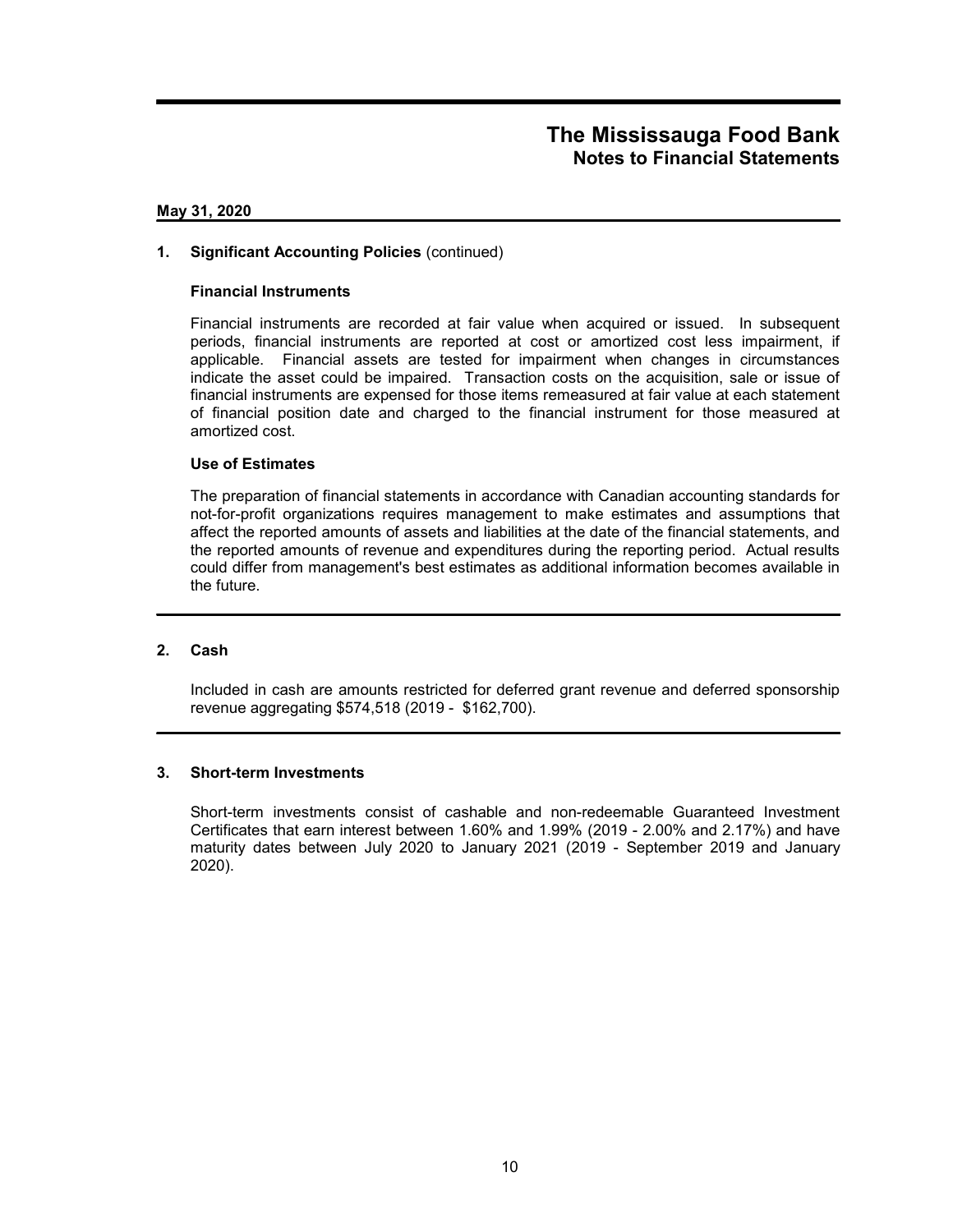# The Mississauga Food Bank
## Notes to Financial Statements

**May 31, 2020**

### 1. Significant Accounting Policies (continued)

#### Financial Instruments

Financial instruments are recorded at fair value when acquired or issued. In subsequent periods, financial instruments are reported at cost or amortized cost less impairment, if applicable. Financial assets are tested for impairment when changes in circumstances indicate the asset could be impaired. Transaction costs on the acquisition, sale or issue of financial instruments are expensed for those items remeasured at fair value at each statement of financial position date and charged to the financial instrument for those measured at amortized cost.

#### Use of Estimates

The preparation of financial statements in accordance with Canadian accounting standards for not-for-profit organizations requires management to make estimates and assumptions that affect the reported amounts of assets and liabilities at the date of the financial statements, and the reported amounts of revenue and expenditures during the reporting period. Actual results could differ from management's best estimates as additional information becomes available in the future.

### 2. Cash

Included in cash are amounts restricted for deferred grant revenue and deferred sponsorship revenue aggregating $574,518 (2019 - $162,700).

### 3. Short-term Investments

Short-term investments consist of cashable and non-redeemable Guaranteed Investment Certificates that earn interest between 1.60% and 1.99% (2019 - 2.00% and 2.17%) and have maturity dates between July 2020 to January 2021 (2019 - September 2019 and January 2020).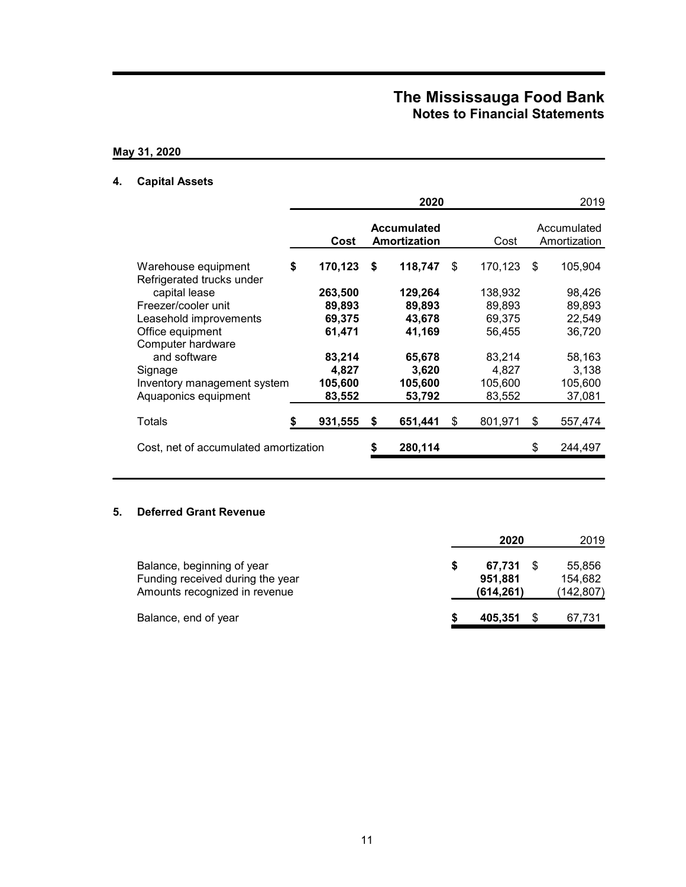# The Mississauga Food Bank
## Notes to Financial Statements

**May 31, 2020**

### 4. Capital Assets

| | 2020 | | 2019 | |
|---|---|---|---|---|
| | **Cost** | **Accumulated Amortization** | Cost | Accumulated Amortization |
| Warehouse equipment | **$ 170,123** | **$ 118,747** | $ 170,123 | $ 105,904 |
| Refrigerated trucks under capital lease | **263,500** | **129,264** | 138,932 | 98,426 |
| Freezer/cooler unit | **89,893** | **89,893** | 89,893 | 89,893 |
| Leasehold improvements | **69,375** | **43,678** | 69,375 | 22,549 |
| Office equipment | **61,471** | **41,169** | 56,455 | 36,720 |
| Computer hardware and software | **83,214** | **65,678** | 83,214 | 58,163 |
| Signage | **4,827** | **3,620** | 4,827 | 3,138 |
| Inventory management system | **105,600** | **105,600** | 105,600 | 105,600 |
| Aquaponics equipment | **83,552** | **53,792** | 83,552 | 37,081 |
| Totals | **$ 931,555** | **$ 651,441** | $ 801,971 | $ 557,474 |
| Cost, net of accumulated amortization | | **$ 280,114** | | $ 244,497 |

### 5. Deferred Grant Revenue

| | **2020** | 2019 |
|---|---|---|
| Balance, beginning of year | **$ 67,731** | $ 55,856 |
| Funding received during the year | **951,881** | 154,682 |
| Amounts recognized in revenue | **(614,261)** | (142,807) |
| Balance, end of year | **$ 405,351** | $ 67,731 |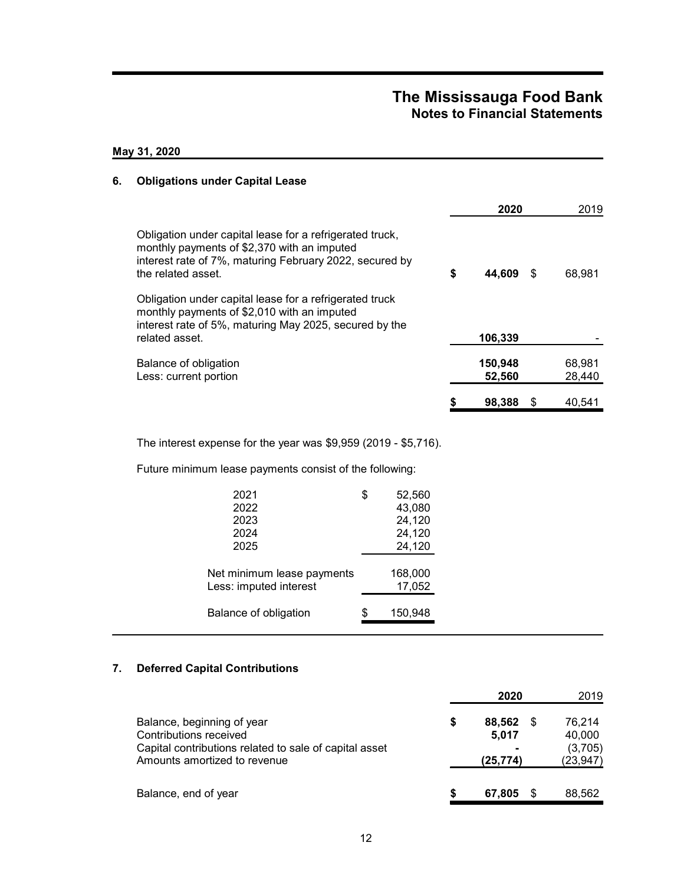# The Mississauga Food Bank
## Notes to Financial Statements

**May 31, 2020**

### 6. Obligations under Capital Lease

| | 2020 | 2019 |
|---|---|---|
| Obligation under capital lease for a refrigerated truck, monthly payments of $2,370 with an imputed interest rate of 7%, maturing February 2022, secured by the related asset. | **$ 44,609** | $ 68,981 |
| Obligation under capital lease for a refrigerated truck monthly payments of $2,010 with an imputed interest rate of 5%, maturing May 2025, secured by the related asset. | **106,339** | - |
| Balance of obligation | **150,948** | 68,981 |
| Less: current portion | **52,560** | 28,440 |
| | **$ 98,388** | $ 40,541 |

The interest expense for the year was $9,959 (2019 - $5,716).

Future minimum lease payments consist of the following:

| | |
|---|---|
| 2021 | $ 52,560 |
| 2022 | 43,080 |
| 2023 | 24,120 |
| 2024 | 24,120 |
| 2025 | 24,120 |
| Net minimum lease payments | 168,000 |
| Less: imputed interest | 17,052 |
| Balance of obligation | $ 150,948 |

### 7. Deferred Capital Contributions

| | 2020 | 2019 |
|---|---|---|
| Balance, beginning of year | **$ 88,562** | $ 76,214 |
| Contributions received | **5,017** | 40,000 |
| Capital contributions related to sale of capital asset | **-** | (3,705) |
| Amounts amortized to revenue | **(25,774)** | (23,947) |
| Balance, end of year | **$ 67,805** | $ 88,562 |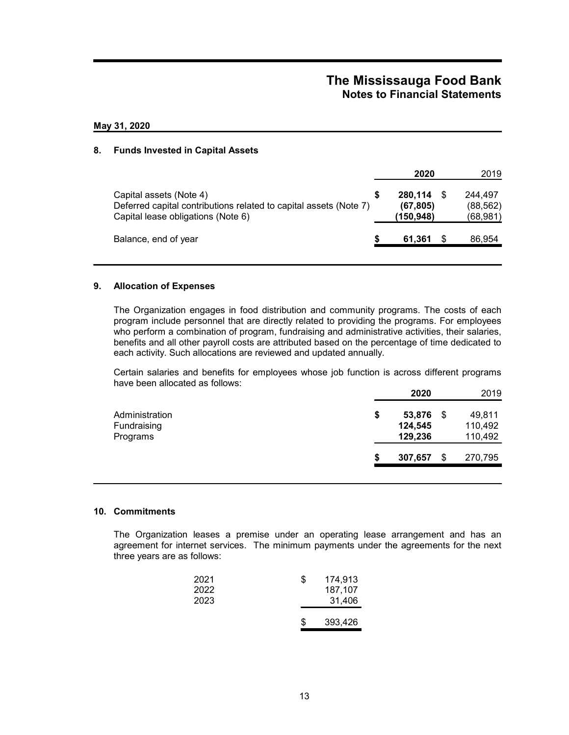# The Mississauga Food Bank
## Notes to Financial Statements

**May 31, 2020**

### 8. Funds Invested in Capital Assets

| | 2020 | 2019 |
|---|---|---|
| Capital assets (Note 4) | $ **280,114** | $ 244,497 |
| Deferred capital contributions related to capital assets (Note 7) | **(67,805)** | (88,562) |
| Capital lease obligations (Note 6) | **(150,948)** | (68,981) |
| Balance, end of year | $ **61,361** | $ 86,954 |

### 9. Allocation of Expenses

The Organization engages in food distribution and community programs. The costs of each program include personnel that are directly related to providing the programs. For employees who perform a combination of program, fundraising and administrative activities, their salaries, benefits and all other payroll costs are attributed based on the percentage of time dedicated to each activity. Such allocations are reviewed and updated annually.

Certain salaries and benefits for employees whose job function is across different programs have been allocated as follows:

| | 2020 | 2019 |
|---|---|---|
| Administration | $ **53,876** | $ 49,811 |
| Fundraising | **124,545** | 110,492 |
| Programs | **129,236** | 110,492 |
| | $ **307,657** | $ 270,795 |

### 10. Commitments

The Organization leases a premise under an operating lease arrangement and has an agreement for internet services. The minimum payments under the agreements for the next three years are as follows:

| | |
|---|---|
| 2021 | $ 174,913 |
| 2022 | 187,107 |
| 2023 | 31,406 |
| | $ 393,426 |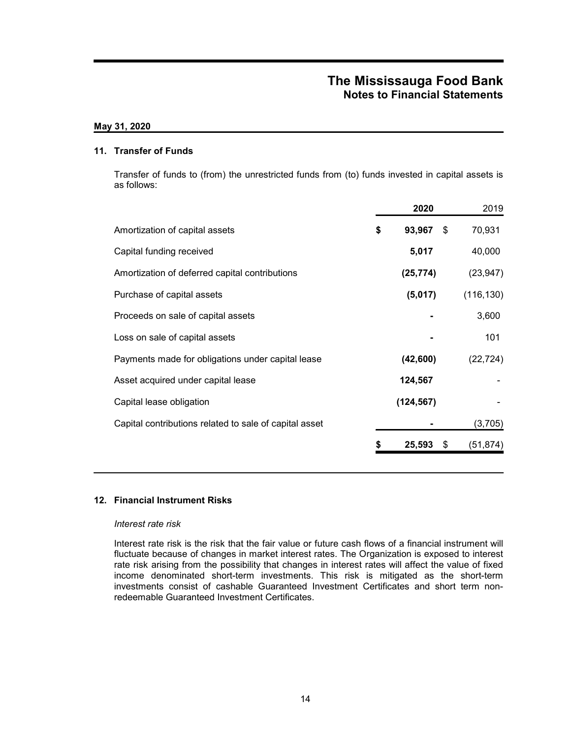**May 31, 2020**

## 11. Transfer of Funds

Transfer of funds to (from) the unrestricted funds from (to) funds invested in capital assets is as follows:

| | 2020 | 2019 |
|---|---|---|
| Amortization of capital assets | $ 93,967 | $ 70,931 |
| Capital funding received | 5,017 | 40,000 |
| Amortization of deferred capital contributions | (25,774) | (23,947) |
| Purchase of capital assets | (5,017) | (116,130) |
| Proceeds on sale of capital assets | - | 3,600 |
| Loss on sale of capital assets | - | 101 |
| Payments made for obligations under capital lease | (42,600) | (22,724) |
| Asset acquired under capital lease | 124,567 | - |
| Capital lease obligation | (124,567) | - |
| Capital contributions related to sale of capital asset | - | (3,705) |
| | $ 25,593 | $ (51,874) |

## 12. Financial Instrument Risks

*Interest rate risk*

Interest rate risk is the risk that the fair value or future cash flows of a financial instrument will fluctuate because of changes in market interest rates. The Organization is exposed to interest rate risk arising from the possibility that changes in interest rates will affect the value of fixed income denominated short-term investments. This risk is mitigated as the short-term investments consist of cashable Guaranteed Investment Certificates and short term non-redeemable Guaranteed Investment Certificates.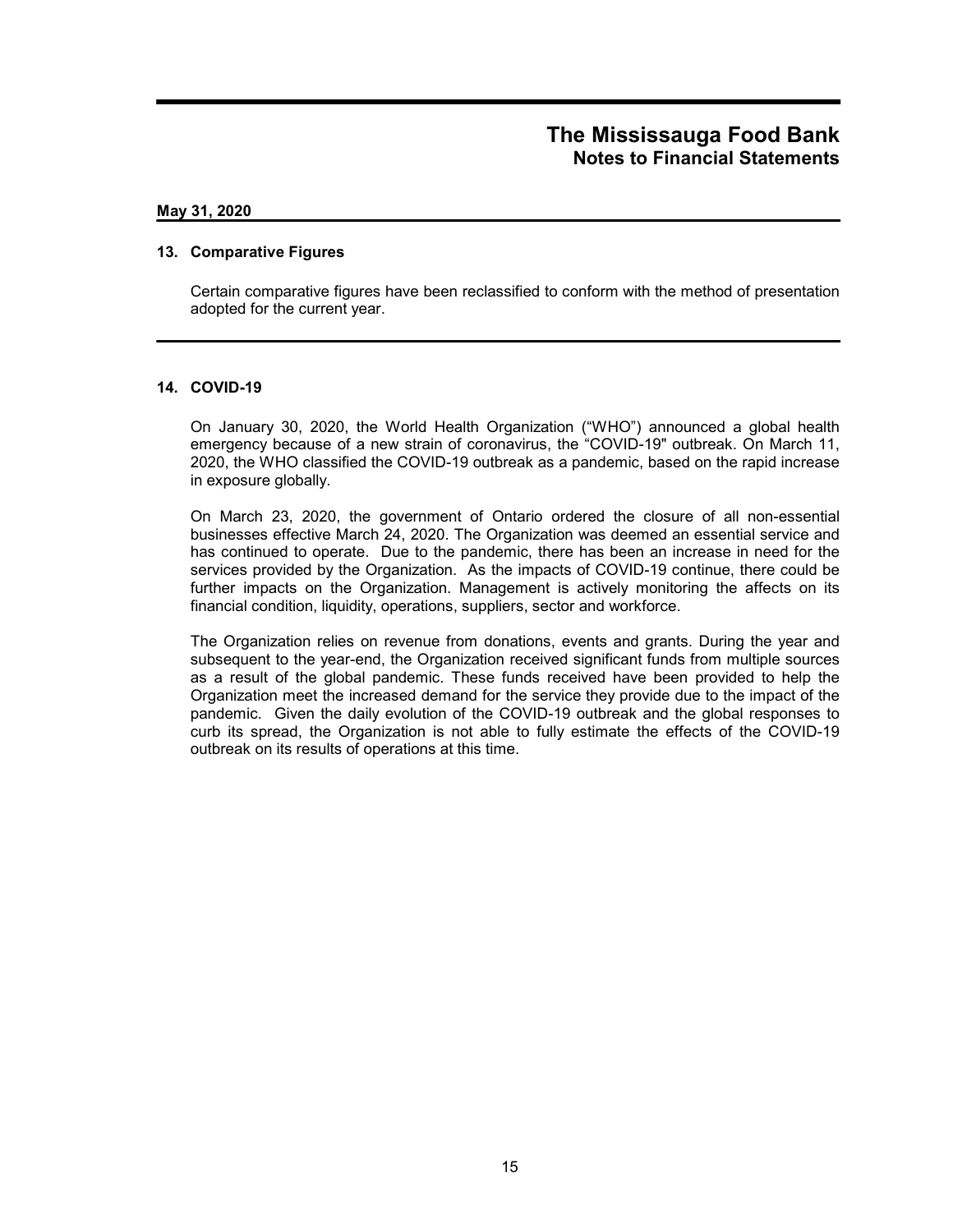**May 31, 2020**

### 13. Comparative Figures

Certain comparative figures have been reclassified to conform with the method of presentation adopted for the current year.

### 14. COVID-19

On January 30, 2020, the World Health Organization ("WHO") announced a global health emergency because of a new strain of coronavirus, the "COVID-19" outbreak. On March 11, 2020, the WHO classified the COVID-19 outbreak as a pandemic, based on the rapid increase in exposure globally.

On March 23, 2020, the government of Ontario ordered the closure of all non-essential businesses effective March 24, 2020. The Organization was deemed an essential service and has continued to operate. Due to the pandemic, there has been an increase in need for the services provided by the Organization. As the impacts of COVID-19 continue, there could be further impacts on the Organization. Management is actively monitoring the affects on its financial condition, liquidity, operations, suppliers, sector and workforce.

The Organization relies on revenue from donations, events and grants. During the year and subsequent to the year-end, the Organization received significant funds from multiple sources as a result of the global pandemic. These funds received have been provided to help the Organization meet the increased demand for the service they provide due to the impact of the pandemic. Given the daily evolution of the COVID-19 outbreak and the global responses to curb its spread, the Organization is not able to fully estimate the effects of the COVID-19 outbreak on its results of operations at this time.